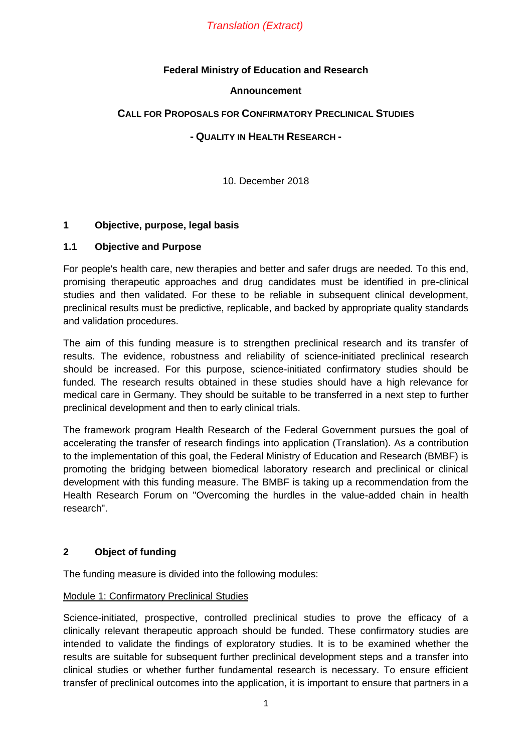*Translation (Extract)*

**Federal Ministry of Education and Research**

**Announcement**

**CALL FOR PROPOSALS FOR CONFIRMATORY PRECLINICAL STUDIES**

**- QUALITY IN HEALTH RESEARCH -**

10. December 2018

## 1 Objective, purpose, legal basis

### 1.1 Objective and Purpose

For people's health care, new therapies and better and safer drugs are needed. To this end, promising therapeutic approaches and drug candidates must be identified in pre-clinical studies and then validated. For these to be reliable in subsequent clinical development, preclinical results must be predictive, replicable, and backed by appropriate quality standards and validation procedures.

The aim of this funding measure is to strengthen preclinical research and its transfer of results. The evidence, robustness and reliability of science-initiated preclinical research should be increased. For this purpose, science-initiated confirmatory studies should be funded. The research results obtained in these studies should have a high relevance for medical care in Germany. They should be suitable to be transferred in a next step to further preclinical development and then to early clinical trials.

The framework program Health Research of the Federal Government pursues the goal of accelerating the transfer of research findings into application (Translation). As a contribution to the implementation of this goal, the Federal Ministry of Education and Research (BMBF) is promoting the bridging between biomedical laboratory research and preclinical or clinical development with this funding measure. The BMBF is taking up a recommendation from the Health Research Forum on "Overcoming the hurdles in the value-added chain in health research".

## 2 Object of funding

The funding measure is divided into the following modules:

<u>Module 1: Confirmatory Preclinical Studies</u>

Science-initiated, prospective, controlled preclinical studies to prove the efficacy of a clinically relevant therapeutic approach should be funded. These confirmatory studies are intended to validate the findings of exploratory studies. It is to be examined whether the results are suitable for subsequent further preclinical development steps and a transfer into clinical studies or whether further fundamental research is necessary. To ensure efficient transfer of preclinical outcomes into the application, it is important to ensure that partners in a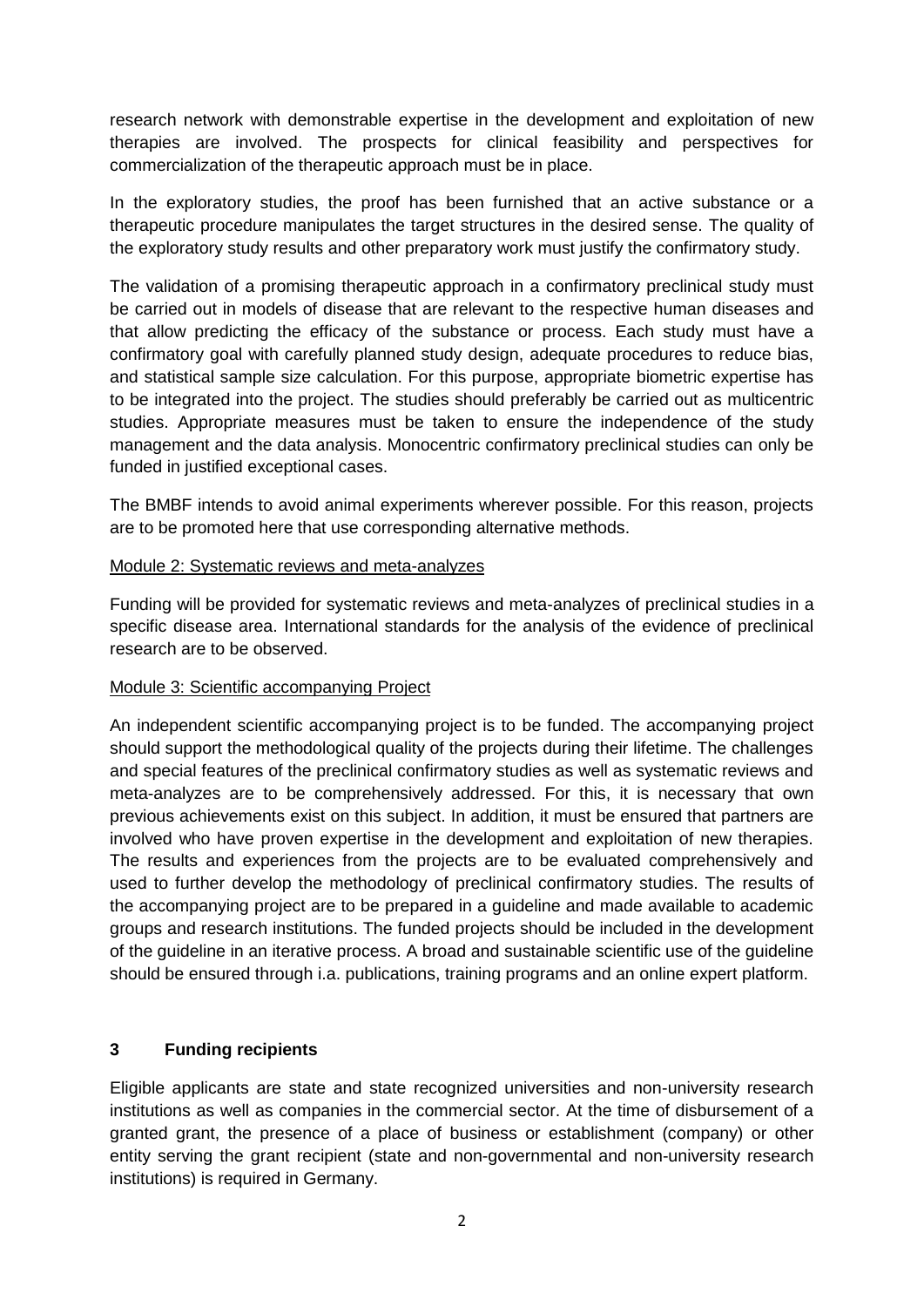research network with demonstrable expertise in the development and exploitation of new therapies are involved. The prospects for clinical feasibility and perspectives for commercialization of the therapeutic approach must be in place.

In the exploratory studies, the proof has been furnished that an active substance or a therapeutic procedure manipulates the target structures in the desired sense. The quality of the exploratory study results and other preparatory work must justify the confirmatory study.

The validation of a promising therapeutic approach in a confirmatory preclinical study must be carried out in models of disease that are relevant to the respective human diseases and that allow predicting the efficacy of the substance or process. Each study must have a confirmatory goal with carefully planned study design, adequate procedures to reduce bias, and statistical sample size calculation. For this purpose, appropriate biometric expertise has to be integrated into the project. The studies should preferably be carried out as multicentric studies. Appropriate measures must be taken to ensure the independence of the study management and the data analysis. Monocentric confirmatory preclinical studies can only be funded in justified exceptional cases.

The BMBF intends to avoid animal experiments wherever possible. For this reason, projects are to be promoted here that use corresponding alternative methods.

<u>Module 2: Systematic reviews and meta-analyzes</u>

Funding will be provided for systematic reviews and meta-analyzes of preclinical studies in a specific disease area. International standards for the analysis of the evidence of preclinical research are to be observed.

<u>Module 3: Scientific accompanying Project</u>

An independent scientific accompanying project is to be funded. The accompanying project should support the methodological quality of the projects during their lifetime. The challenges and special features of the preclinical confirmatory studies as well as systematic reviews and meta-analyzes are to be comprehensively addressed. For this, it is necessary that own previous achievements exist on this subject. In addition, it must be ensured that partners are involved who have proven expertise in the development and exploitation of new therapies. The results and experiences from the projects are to be evaluated comprehensively and used to further develop the methodology of preclinical confirmatory studies. The results of the accompanying project are to be prepared in a guideline and made available to academic groups and research institutions. The funded projects should be included in the development of the guideline in an iterative process. A broad and sustainable scientific use of the guideline should be ensured through i.a. publications, training programs and an online expert platform.

## 3 Funding recipients

Eligible applicants are state and state recognized universities and non-university research institutions as well as companies in the commercial sector. At the time of disbursement of a granted grant, the presence of a place of business or establishment (company) or other entity serving the grant recipient (state and non-governmental and non-university research institutions) is required in Germany.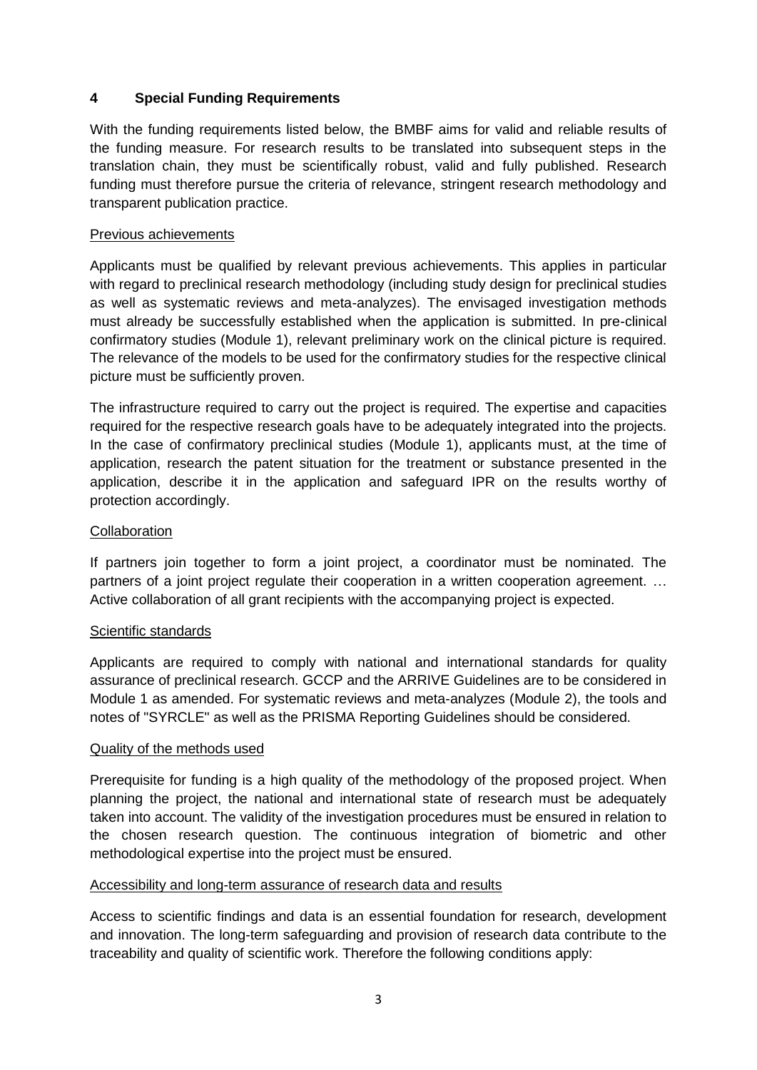## 4 Special Funding Requirements

With the funding requirements listed below, the BMBF aims for valid and reliable results of the funding measure. For research results to be translated into subsequent steps in the translation chain, they must be scientifically robust, valid and fully published. Research funding must therefore pursue the criteria of relevance, stringent research methodology and transparent publication practice.

Previous achievements

Applicants must be qualified by relevant previous achievements. This applies in particular with regard to preclinical research methodology (including study design for preclinical studies as well as systematic reviews and meta-analyzes). The envisaged investigation methods must already be successfully established when the application is submitted. In pre-clinical confirmatory studies (Module 1), relevant preliminary work on the clinical picture is required. The relevance of the models to be used for the confirmatory studies for the respective clinical picture must be sufficiently proven.

The infrastructure required to carry out the project is required. The expertise and capacities required for the respective research goals have to be adequately integrated into the projects. In the case of confirmatory preclinical studies (Module 1), applicants must, at the time of application, research the patent situation for the treatment or substance presented in the application, describe it in the application and safeguard IPR on the results worthy of protection accordingly.

Collaboration

If partners join together to form a joint project, a coordinator must be nominated. The partners of a joint project regulate their cooperation in a written cooperation agreement. … Active collaboration of all grant recipients with the accompanying project is expected.

Scientific standards

Applicants are required to comply with national and international standards for quality assurance of preclinical research. GCCP and the ARRIVE Guidelines are to be considered in Module 1 as amended. For systematic reviews and meta-analyzes (Module 2), the tools and notes of "SYRCLE" as well as the PRISMA Reporting Guidelines should be considered.

Quality of the methods used

Prerequisite for funding is a high quality of the methodology of the proposed project. When planning the project, the national and international state of research must be adequately taken into account. The validity of the investigation procedures must be ensured in relation to the chosen research question. The continuous integration of biometric and other methodological expertise into the project must be ensured.

Accessibility and long-term assurance of research data and results

Access to scientific findings and data is an essential foundation for research, development and innovation. The long-term safeguarding and provision of research data contribute to the traceability and quality of scientific work. Therefore the following conditions apply: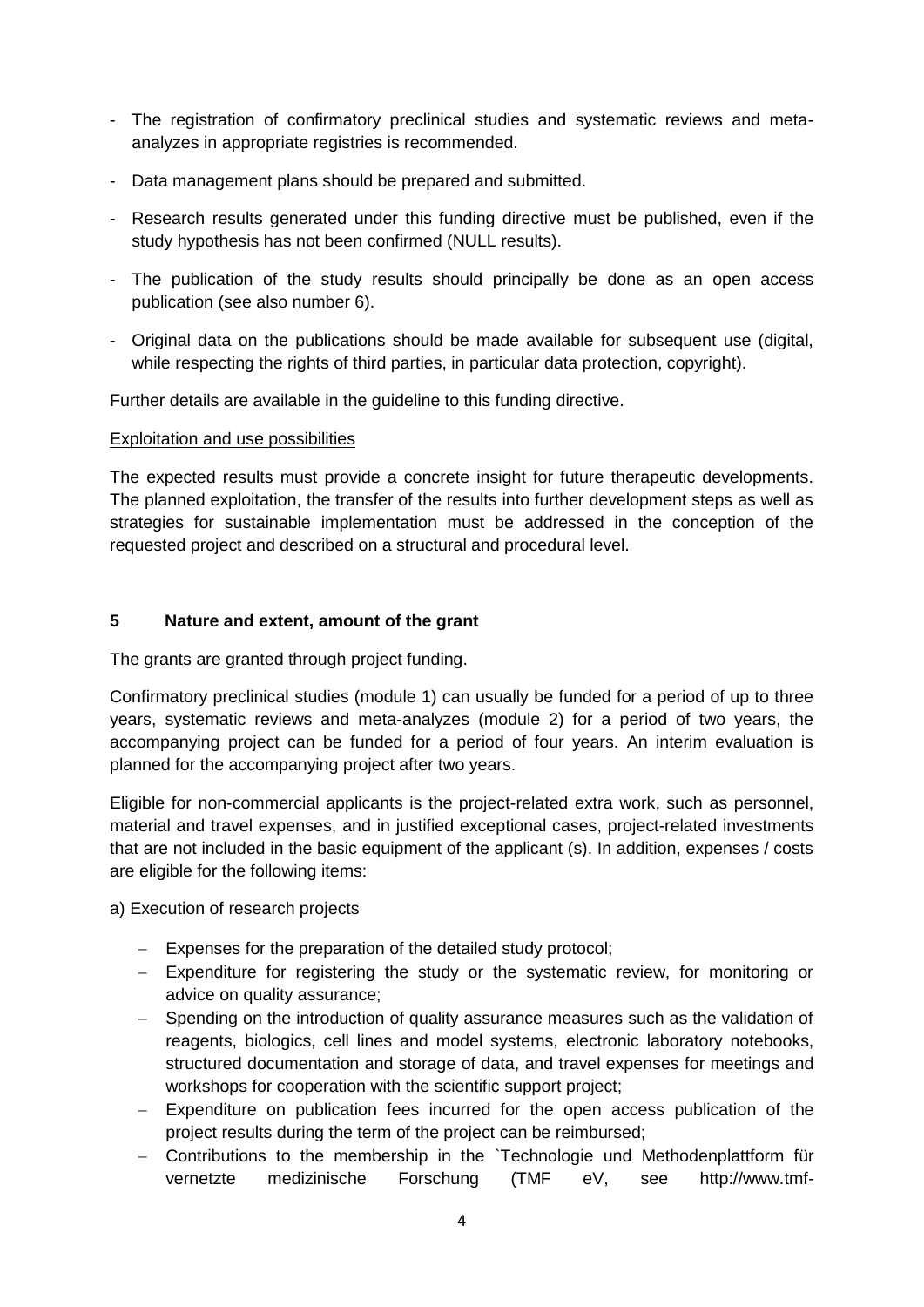- The registration of confirmatory preclinical studies and systematic reviews and meta-analyzes in appropriate registries is recommended.
- Data management plans should be prepared and submitted.
- Research results generated under this funding directive must be published, even if the study hypothesis has not been confirmed (NULL results).
- The publication of the study results should principally be done as an open access publication (see also number 6).
- Original data on the publications should be made available for subsequent use (digital, while respecting the rights of third parties, in particular data protection, copyright).

Further details are available in the guideline to this funding directive.

Exploitation and use possibilities

The expected results must provide a concrete insight for future therapeutic developments. The planned exploitation, the transfer of the results into further development steps as well as strategies for sustainable implementation must be addressed in the conception of the requested project and described on a structural and procedural level.

## 5 Nature and extent, amount of the grant

The grants are granted through project funding.

Confirmatory preclinical studies (module 1) can usually be funded for a period of up to three years, systematic reviews and meta-analyzes (module 2) for a period of two years, the accompanying project can be funded for a period of four years. An interim evaluation is planned for the accompanying project after two years.

Eligible for non-commercial applicants is the project-related extra work, such as personnel, material and travel expenses, and in justified exceptional cases, project-related investments that are not included in the basic equipment of the applicant (s). In addition, expenses / costs are eligible for the following items:

a) Execution of research projects

- Expenses for the preparation of the detailed study protocol;
- Expenditure for registering the study or the systematic review, for monitoring or advice on quality assurance;
- Spending on the introduction of quality assurance measures such as the validation of reagents, biologics, cell lines and model systems, electronic laboratory notebooks, structured documentation and storage of data, and travel expenses for meetings and workshops for cooperation with the scientific support project;
- Expenditure on publication fees incurred for the open access publication of the project results during the term of the project can be reimbursed;
- Contributions to the membership in the `Technologie und Methodenplattform für vernetzte medizinische Forschung (TMF eV, see http://www.tmf-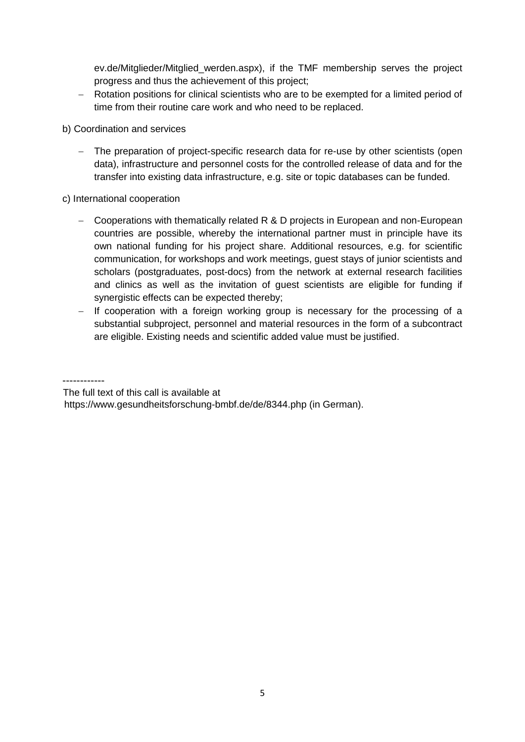ev.de/Mitglieder/Mitglied_werden.aspx), if the TMF membership serves the project progress and thus the achievement of this project;

- Rotation positions for clinical scientists who are to be exempted for a limited period of time from their routine care work and who need to be replaced.

b) Coordination and services

- The preparation of project-specific research data for re-use by other scientists (open data), infrastructure and personnel costs for the controlled release of data and for the transfer into existing data infrastructure, e.g. site or topic databases can be funded.

c) International cooperation

- Cooperations with thematically related R & D projects in European and non-European countries are possible, whereby the international partner must in principle have its own national funding for his project share. Additional resources, e.g. for scientific communication, for workshops and work meetings, guest stays of junior scientists and scholars (postgraduates, post-docs) from the network at external research facilities and clinics as well as the invitation of guest scientists are eligible for funding if synergistic effects can be expected thereby;
- If cooperation with a foreign working group is necessary for the processing of a substantial subproject, personnel and material resources in the form of a subcontract are eligible. Existing needs and scientific added value must be justified.

------------

The full text of this call is available at https://www.gesundheitsforschung-bmbf.de/de/8344.php (in German).